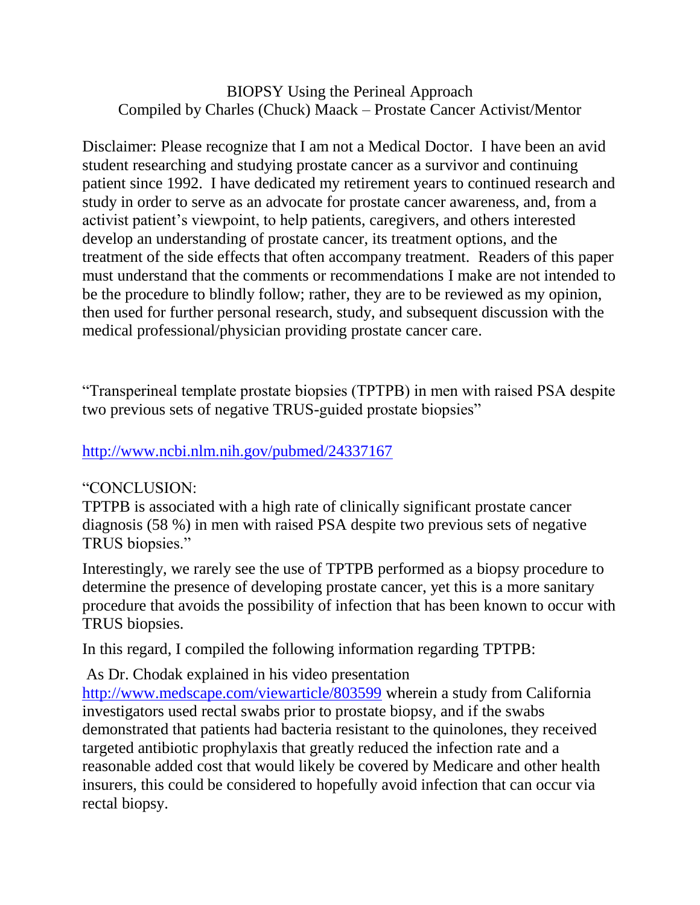# BIOPSY Using the Perineal Approach

Compiled by Charles (Chuck) Maack – Prostate Cancer Activist/Mentor

Disclaimer: Please recognize that I am not a Medical Doctor. I have been an avid student researching and studying prostate cancer as a survivor and continuing patient since 1992. I have dedicated my retirement years to continued research and study in order to serve as an advocate for prostate cancer awareness, and, from a activist patient's viewpoint, to help patients, caregivers, and others interested develop an understanding of prostate cancer, its treatment options, and the treatment of the side effects that often accompany treatment. Readers of this paper must understand that the comments or recommendations I make are not intended to be the procedure to blindly follow; rather, they are to be reviewed as my opinion, then used for further personal research, study, and subsequent discussion with the medical professional/physician providing prostate cancer care.

"Transperineal template prostate biopsies (TPTPB) in men with raised PSA despite two previous sets of negative TRUS-guided prostate biopsies"

http://www.ncbi.nlm.nih.gov/pubmed/24337167

"CONCLUSION:
TPTPB is associated with a high rate of clinically significant prostate cancer diagnosis (58 %) in men with raised PSA despite two previous sets of negative TRUS biopsies."

Interestingly, we rarely see the use of TPTPB performed as a biopsy procedure to determine the presence of developing prostate cancer, yet this is a more sanitary procedure that avoids the possibility of infection that has been known to occur with TRUS biopsies.

In this regard, I compiled the following information regarding TPTPB:

As Dr. Chodak explained in his video presentation http://www.medscape.com/viewarticle/803599 wherein a study from California investigators used rectal swabs prior to prostate biopsy, and if the swabs demonstrated that patients had bacteria resistant to the quinolones, they received targeted antibiotic prophylaxis that greatly reduced the infection rate and a reasonable added cost that would likely be covered by Medicare and other health insurers, this could be considered to hopefully avoid infection that can occur via rectal biopsy.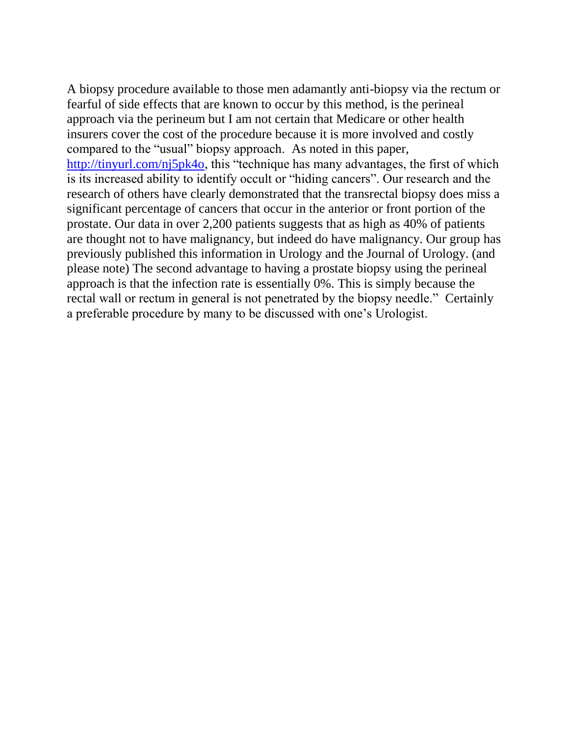A biopsy procedure available to those men adamantly anti-biopsy via the rectum or fearful of side effects that are known to occur by this method, is the perineal approach via the perineum but I am not certain that Medicare or other health insurers cover the cost of the procedure because it is more involved and costly compared to the "usual" biopsy approach. As noted in this paper, [http://tinyurl.com/nj5pk4o](http://tinyurl.com/nj5pk4o), this "technique has many advantages, the first of which is its increased ability to identify occult or "hiding cancers". Our research and the research of others have clearly demonstrated that the transrectal biopsy does miss a significant percentage of cancers that occur in the anterior or front portion of the prostate. Our data in over 2,200 patients suggests that as high as 40% of patients are thought not to have malignancy, but indeed do have malignancy. Our group has previously published this information in Urology and the Journal of Urology. (and please note) The second advantage to having a prostate biopsy using the perineal approach is that the infection rate is essentially 0%. This is simply because the rectal wall or rectum in general is not penetrated by the biopsy needle." Certainly a preferable procedure by many to be discussed with one's Urologist.